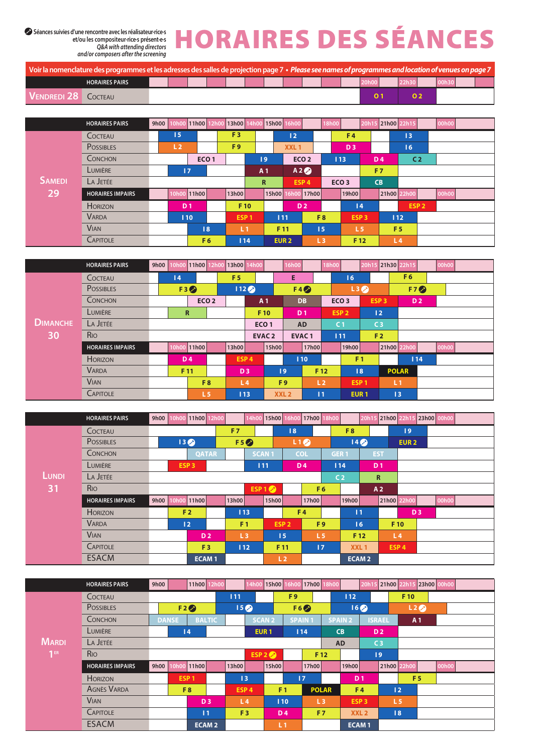✎ Séances suivies d'une rencontre avec les réalisateur·rice·s et/ou les compositeur·rice·s présent·e·s
*Q&A with attending directors and/or composers after the screening*

# HORAIRES DES SÉANCES

Voir la nomenclature des programmes et les adresses des salles de projection page 7 • *Please see names of programmes and location of venues on page 7*

| VENDREDI 28 | | | | | | | | | | | | | | | | |
|---|---|---|---|---|---|---|---|---|---|---|---|---|---|---|---|---|
| HORAIRES PAIRS | | | | | | | | | | | 20h00 | | 22h30 | | 00h30 | |
| Cocteau | | | | | | | | | | | O 1 | | O 2 | | | |

| SAMEDI 29 | | | | | | | | | | | | | | | | |
|---|---|---|---|---|---|---|---|---|---|---|---|---|---|---|---|---|
| HORAIRES PAIRS | 9h00 | 10h00 | 11h00 | 12h00 | 13h00 | 14h00 | 15h00 | 16h00 | | 18h00 | | 20h15 | 21h00 | 22h15 | | 00h00 |
| Cocteau | I 5 | | | F 3 | | | I 2 | | | F 4 | | | I 3 | | | |
| Possibles | L 2 | | | F 9 | | | XXL 1 | | | D 3 | | | I 6 | | | |
| Conchon | | | ECO 1 | | | I 9 | | ECO 2 | | I 13 | | D 4 | | C 2 | | |
| Lumière | | I 7 | | | | A 1 | | A 2 ✎ | | | | F 7 | | | | |
| La Jetée | | | | | | R | | ESP 4 | | ECO 3 | | CB | | | | |
| HORAIRES IMPAIRS | | 10h00 | 11h00 | | 13h00 | | 15h00 | 16h00 | 17h00 | | 19h00 | | 21h00 | 22h00 | | 00h00 |
| Horizon | | D 1 | | | F 10 | | | D 2 | | | I 4 | | | ESP 2 | | |
| Varda | | I 10 | | | ESP 1 | | I 11 | | F 8 | | ESP 3 | | I 12 | | | |
| Vian | | | I 8 | | L 1 | | F 11 | | I 5 | | L 5 | | F 5 | | | |
| Capitole | | | F 6 | | I 14 | | EUR 2 | | L 3 | | F 12 | | L 4 | | | |

| DIMANCHE 30 | | | | | | | | | | | | | | | | |
|---|---|---|---|---|---|---|---|---|---|---|---|---|---|---|---|---|
| HORAIRES PAIRS | 9h00 | 10h00 | 11h00 | 12h00 | 13h00 | 14h00 | | 16h00 | | 18h00 | | 20h15 | 21h30 | 22h15 | | 00h00 |
| Cocteau | I 4 | | | F 5 | | | E | | | I 6 | | | F 6 | | | |
| Possibles | | F 3 ✎ | | | I 12 ✎ | | | F 4 ✎ | | | L 3 ✎ | | | F 7 ✎ | | |
| Conchon | | | ECO 2 | | | A 1 | | DB | | ECO 3 | | ESP 3 | | D 2 | | |
| Lumière | | R | | | | F 10 | | D 1 | | ESP 2 | | I 2 | | | | |
| La Jetée | | | | | | ECO 1 | | AD | | C 1 | | C 3 | | | | |
| Rio | | | | | | EVAC 2 | | EVAC 1 | | I 11 | | F 2 | | | | |
| HORAIRES IMPAIRS | | 10h00 | 11h00 | | 13h00 | | 15h00 | | 17h00 | | 19h00 | | 21h00 | 22h00 | | 00h00 |
| Horizon | | D 4 | | | ESP 4 | | | I 10 | | | F 1 | | | I 14 | | |
| Varda | | F 11 | | | D 3 | | I 9 | | F 12 | | I 8 | | POLAR | | | |
| Vian | | | F 8 | | L 4 | | F 9 | | L 2 | | ESP 1 | | L 1 | | | |
| Capitole | | | L 5 | | I 13 | | XXL 2 | | I 1 | | EUR 1 | | I 3 | | | |

| LUNDI 31 | | | | | | | | | | | | | | | | |
|---|---|---|---|---|---|---|---|---|---|---|---|---|---|---|---|---|
| HORAIRES PAIRS | 9h00 | 10h00 | 11h00 | 12h00 | | 14h00 | 15h00 | 16h00 | 17h00 | 18h00 | | 20h15 | 21h00 | 22h15 | 23h00 | 00h00 |
| Cocteau | | | | F 7 | | | I 8 | | | F 8 | | | I 9 | | | |
| Possibles | | I 3 ✎ | | | F 5 ✎ | | | L 1 ✎ | | | I 4 ✎ | | EUR 2 | | | |
| Conchon | | | QATAR | | | SCAN 1 | | COL | | GER 1 | | EST | | | | |
| Lumière | | ESP 3 | | | | I 11 | | D 4 | | I 14 | | D 1 | | | | |
| La Jetée | | | | | | | | | | C 2 | | R | | | | |
| Rio | | | | | | ESP 1 ✎ | | | F 6 | | | A 2 | | | | |
| HORAIRES IMPAIRS | 9h00 | 10h00 | 11h00 | | 13h00 | | 15h00 | | 17h00 | | 19h00 | | 21h00 | 22h00 | | 00h00 |
| Horizon | | F 2 | | | I 13 | | | F 4 | | | I 1 | | | D 3 | | |
| Varda | | I 2 | | | F 1 | | ESP 2 | | F 9 | | I 6 | | F 10 | | | |
| Vian | | | D 2 | | L 3 | | I 5 | | L 5 | | F 12 | | L 4 | | | |
| Capitole | | | F 3 | | I 12 | | F 11 | | I 7 | | XXL 1 | | ESP 4 | | | |
| ESACM | | | ECAM 1 | | | | L 2 | | | | ECAM 2 | | | | | |

| MARDI 1ER | | | | | | | | | | | | | | | | |
|---|---|---|---|---|---|---|---|---|---|---|---|---|---|---|---|---|
| HORAIRES PAIRS | 9h00 | | 11h00 | 12h00 | | 14h00 | 15h00 | 16h00 | 17h00 | 18h00 | | 20h15 | 21h00 | 22h15 | 23h00 | 00h00 |
| Cocteau | | | | I 11 | | | F 9 | | | I 12 | | | F 10 | | | |
| Possibles | | F 2 ✎ | | | I 5 ✎ | | | F 6 ✎ | | | I 6 ✎ | | | L 2 ✎ | | |
| Conchon | DANSE | | BALTIC | | | SCAN 2 | | SPAIN 1 | | SPAIN 2 | | ISRAEL | | A 1 | | |
| Lumière | | I 4 | | | | EUR 1 | | I 14 | | CB | | D 2 | | | | |
| La Jetée | | | | | | | | | | AD | | C 3 | | | | |
| Rio | | | | | | ESP 2 ✎ | | | F 12 | | | I 9 | | | | |
| HORAIRES IMPAIRS | 9h00 | 10h00 | 11h00 | | 13h00 | | 15h00 | | 17h00 | | 19h00 | | 21h00 | 22h00 | | 00h00 |
| Horizon | | ESP 1 | | | I 3 | | | I 7 | | | D 1 | | | F 5 | | |
| Agnès Varda | | F 8 | | | ESP 4 | | F 1 | | POLAR | | F 4 | | I 2 | | | |
| Vian | | | D 3 | | L 4 | | I 10 | | L 3 | | ESP 3 | | L 5 | | | |
| Capitole | | | I 1 | | F 3 | | D 4 | | F 7 | | XXL 2 | | I 8 | | | |
| ESACM | | | ECAM 2 | | | | L 1 | | | | ECAM 1 | | | | | |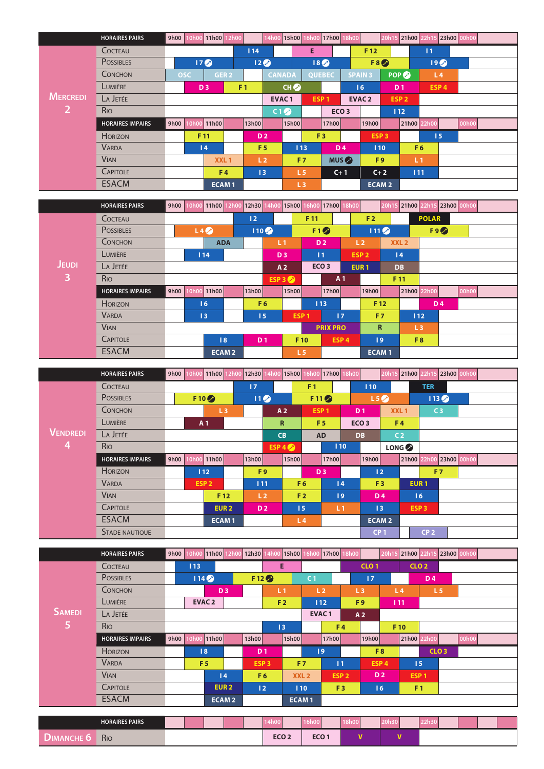| | HORAIRES PAIRS | 9h00 | 10h00 | 11h00 | 12h00 | | 14h00 | 15h00 | 16h00 | 17h00 | 18h00 | | 20h15 | 21h00 | 22h15 | 23h00 | 00h00 | |
|---|---|---|---|---|---|---|---|---|---|---|---|---|---|---|---|---|---|---|
| **MERCREDI 2** | COCTEAU | | | | I 14 | | | E | | | F 12 | | | I 1 | | | | |
| | POSSIBLES | I 7 | | | I 2 | | | I 8 | | | F 8 | | | I 9 | | | | |
| | CONCHON | OSC | | GER 2 | | | CANADA | | QUEBEC | | SPAIN 3 | | POP | | L 4 | | | |
| | LUMIÈRE | | D 3 | | F 1 | | CH | | | | I 6 | | D 1 | | ESP 4 | | | |
| | LA JETÉE | | | | | | EVAC 1 | | ESP 1 | | EVAC 2 | | ESP 2 | | | | | |
| | RIO | | | | | | C 1 | | | ECO 3 | | | I 12 | | | | | |
| | HORAIRES IMPAIRS | 9h00 | 10h00 | 11h00 | | 13h00 | | 15h00 | | 17h00 | | 19h00 | | 21h00 | 22h00 | | 00h00 | |
| | HORIZON | | F 11 | | | D 2 | | | F 3 | | | ESP 3 | | | I 5 | | | |
| | VARDA | | I 4 | | | F 5 | | I 13 | | D 4 | | I 10 | | F 6 | | | | |
| | VIAN | | | XXL 1 | | L 2 | | F 7 | | MUS | | F 9 | | L 1 | | | | |
| | CAPITOLE | | | F 4 | | I 3 | | L 5 | | C+ 1 | | C+ 2 | | I 11 | | | | |
| | ESACM | | | ECAM 1 | | | | L 3 | | | | ECAM 2 | | | | | | |

| | HORAIRES PAIRS | 9h00 | 10h00 | 11h00 | 12h00 | 12h30 | 14h00 | 15h00 | 16h00 | 17h00 | 18h00 | | 20h15 | 21h00 | 22h15 | 23h00 | 00h00 | |
|---|---|---|---|---|---|---|---|---|---|---|---|---|---|---|---|---|---|---|
| **JEUDI 3** | COCTEAU | | | | I 2 | | | F 11 | | | F 2 | | | POLAR | | | | |
| | POSSIBLES | L 4 | | | I 10 | | | F 1 | | | I 11 | | | F 9 | | | | |
| | CONCHON | | | ADA | | | L 1 | | D 2 | | L 2 | | XXL 2 | | | | | |
| | LUMIÈRE | | I 14 | | | | D 3 | | I 1 | | ESP 2 | | I 4 | | | | | |
| | LA JETÉE | | | | | | A 2 | | ECO 3 | | EUR 1 | | DB | | | | | |
| | RIO | | | | | | ESP 3 | | | A 1 | | | F 11 | | | | | |
| | HORAIRES IMPAIRS | 9h00 | 10h00 | 11h00 | | 13h00 | | 15h00 | | 17h00 | | 19h00 | | 21h00 | 22h00 | | 00h00 | |
| | HORIZON | | I 6 | | | F 6 | | | I 13 | | | F 12 | | | D 4 | | | |
| | VARDA | | I 3 | | | I 5 | | ESP 1 | | I 7 | | F 7 | | I 12 | | | | |
| | VIAN | | | | | | | | PRIX PRO | | | R | | L 3 | | | | |
| | CAPITOLE | | | I 8 | | D 1 | | F 10 | | ESP 4 | | I 9 | | F 8 | | | | |
| | ESACM | | | ECAM 2 | | | | L 5 | | | | ECAM 1 | | | | | | |

| | HORAIRES PAIRS | 9h00 | 10h00 | 11h00 | 12h00 | 12h30 | 14h00 | 15h00 | 16h00 | 17h00 | 18h00 | | 20h15 | 21h00 | 22h15 | 23h00 | 00h00 | |
|---|---|---|---|---|---|---|---|---|---|---|---|---|---|---|---|---|---|---|
| **VENDREDI 4** | COCTEAU | | | | I 7 | | | F 1 | | | I 10 | | | TER | | | | |
| | POSSIBLES | F 10 | | | I 1 | | | F 11 | | | L 5 | | | I 13 | | | | |
| | CONCHON | | | L 3 | | | A 2 | | ESP 1 | | D 1 | | XXL 1 | | C 3 | | | |
| | LUMIÈRE | | A 1 | | | | R | | F 5 | | ECO 3 | | F 4 | | | | | |
| | LA JETÉE | | | | | | CB | | AD | | DB | | C 2 | | | | | |
| | RIO | | | | | | ESP 4 | | | I 10 | | | LONG | | | | | |
| | HORAIRES IMPAIRS | 9h00 | 10h00 | 11h00 | | 13h00 | | 15h00 | | 17h00 | | 19h00 | | 21h00 | 22h00 | 23h00 | 00h00 | |
| | HORIZON | | I 12 | | | F 9 | | | D 3 | | | I 2 | | | F 7 | | | |
| | VARDA | | ESP 2 | | | I 11 | | F 6 | | I 4 | | F 3 | | EUR 1 | | | | |
| | VIAN | | | F 12 | | L 2 | | F 2 | | I 9 | | D 4 | | I 6 | | | | |
| | CAPITOLE | | | EUR 2 | | D 2 | | I 5 | | L 1 | | I 3 | | ESP 3 | | | | |
| | ESACM | | | ECAM 1 | | | | L 4 | | | | ECAM 2 | | | | | | |
| | STADE NAUTIQUE | | | | | | | | | | | CP 1 | | CP 2 | | | | |

| | HORAIRES PAIRS | 9h00 | 10h00 | 11h00 | 12h00 | 12h30 | 14h00 | 15h00 | 16h00 | 17h00 | 18h00 | | 20h15 | 21h00 | 22h15 | 23h00 | 00h00 | |
|---|---|---|---|---|---|---|---|---|---|---|---|---|---|---|---|---|---|---|
| **SAMEDI 5** | COCTEAU | I 13 | | | | | E | | | | CLO 1 | | | CLO 2 | | | | |
| | POSSIBLES | I 14 | | | F 12 | | | C 1 | | | I 7 | | | D 4 | | | | |
| | CONCHON | | | D 3 | | | L 1 | | L 2 | | L 3 | | L 4 | | L 5 | | | |
| | LUMIÈRE | | EVAC 2 | | | | F 2 | | I 12 | | F 9 | | I 11 | | | | | |
| | LA JETÉE | | | | | | | | EVAC 1 | | A 2 | | | | | | | |
| | RIO | | | | | | I 3 | | | F 4 | | | F 10 | | | | | |
| | HORAIRES IMPAIRS | 9h00 | 10h00 | 11h00 | | 13h00 | | 15h00 | | 17h00 | | 19h00 | | 21h00 | 22h00 | | 00h00 | |
| | HORIZON | | I 8 | | | D 1 | | | I 9 | | | F 8 | | | CLO 3 | | | |
| | VARDA | | F 5 | | | ESP 3 | | F 7 | | I 1 | | ESP 4 | | I 5 | | | | |
| | VIAN | | | I 4 | | F 6 | | XXL 2 | | ESP 2 | | D 2 | | ESP 1 | | | | |
| | CAPITOLE | | | EUR 2 | | I 2 | | I 10 | | F 3 | | I 6 | | F 1 | | | | |
| | ESACM | | | ECAM 2 | | | | ECAM 1 | | | | | | | | | | |

| | HORAIRES PAIRS | | | | | | 14h00 | | 16h00 | | 18h00 | | 20h30 | | 22h30 | | | |
|---|---|---|---|---|---|---|---|---|---|---|---|---|---|---|---|---|---|---|
| **DIMANCHE 6** | RIO | | | | | | ECO 2 | | ECO 1 | | V | | V | | | | | |